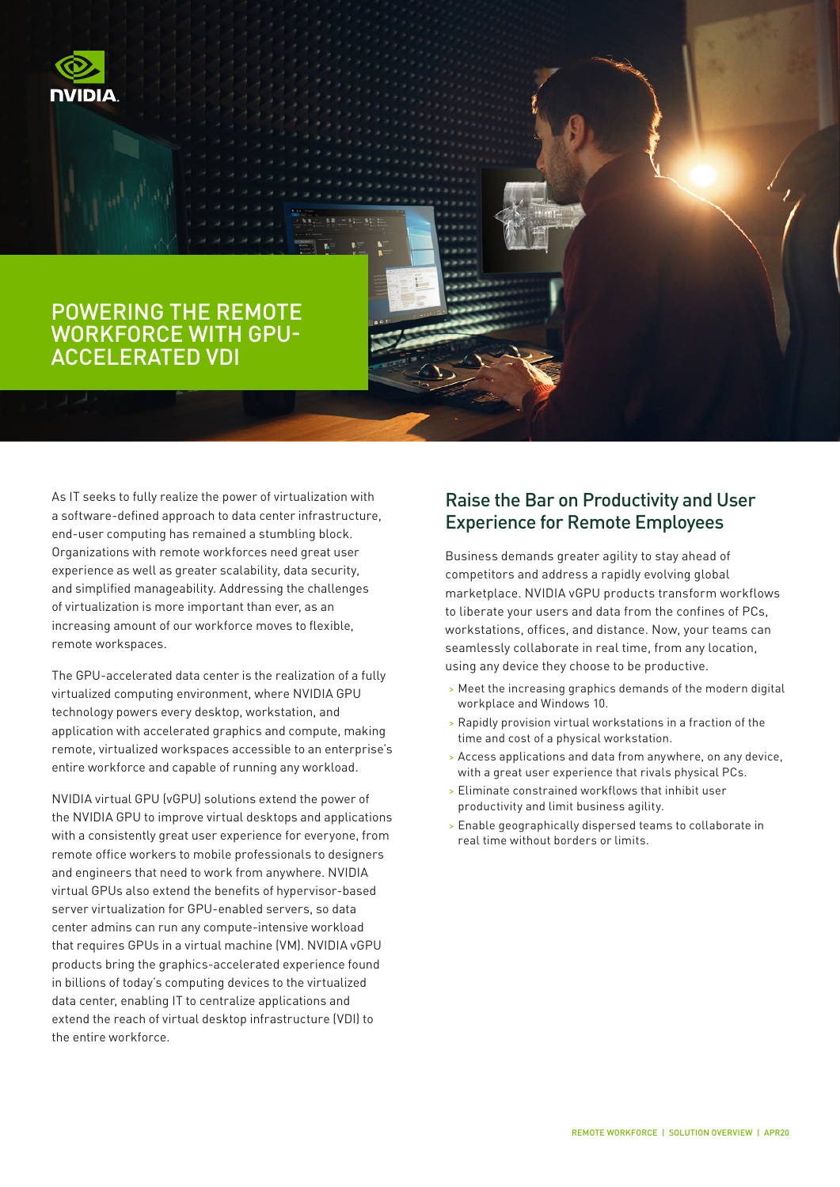# POWERING THE REMOTE WORKFORCE WITH GPU-ACCELERATED VDI

As IT seeks to fully realize the power of virtualization with a software-defined approach to data center infrastructure, end-user computing has remained a stumbling block. Organizations with remote workforces need great user experience as well as greater scalability, data security, and simplified manageability. Addressing the challenges of virtualization is more important than ever, as an increasing amount of our workforce moves to flexible, remote workspaces.

The GPU-accelerated data center is the realization of a fully virtualized computing environment, where NVIDIA GPU technology powers every desktop, workstation, and application with accelerated graphics and compute, making remote, virtualized workspaces accessible to an enterprise's entire workforce and capable of running any workload.

NVIDIA virtual GPU (vGPU) solutions extend the power of the NVIDIA GPU to improve virtual desktops and applications with a consistently great user experience for everyone, from remote office workers to mobile professionals to designers and engineers that need to work from anywhere. NVIDIA virtual GPUs also extend the benefits of hypervisor-based server virtualization for GPU-enabled servers, so data center admins can run any compute-intensive workload that requires GPUs in a virtual machine (VM). NVIDIA vGPU products bring the graphics-accelerated experience found in billions of today's computing devices to the virtualized data center, enabling IT to centralize applications and extend the reach of virtual desktop infrastructure (VDI) to the entire workforce.

## Raise the Bar on Productivity and User Experience for Remote Employees

Business demands greater agility to stay ahead of competitors and address a rapidly evolving global marketplace. NVIDIA vGPU products transform workflows to liberate your users and data from the confines of PCs, workstations, offices, and distance. Now, your teams can seamlessly collaborate in real time, from any location, using any device they choose to be productive.

- Meet the increasing graphics demands of the modern digital workplace and Windows 10.
- Rapidly provision virtual workstations in a fraction of the time and cost of a physical workstation.
- Access applications and data from anywhere, on any device, with a great user experience that rivals physical PCs.
- Eliminate constrained workflows that inhibit user productivity and limit business agility.
- Enable geographically dispersed teams to collaborate in real time without borders or limits.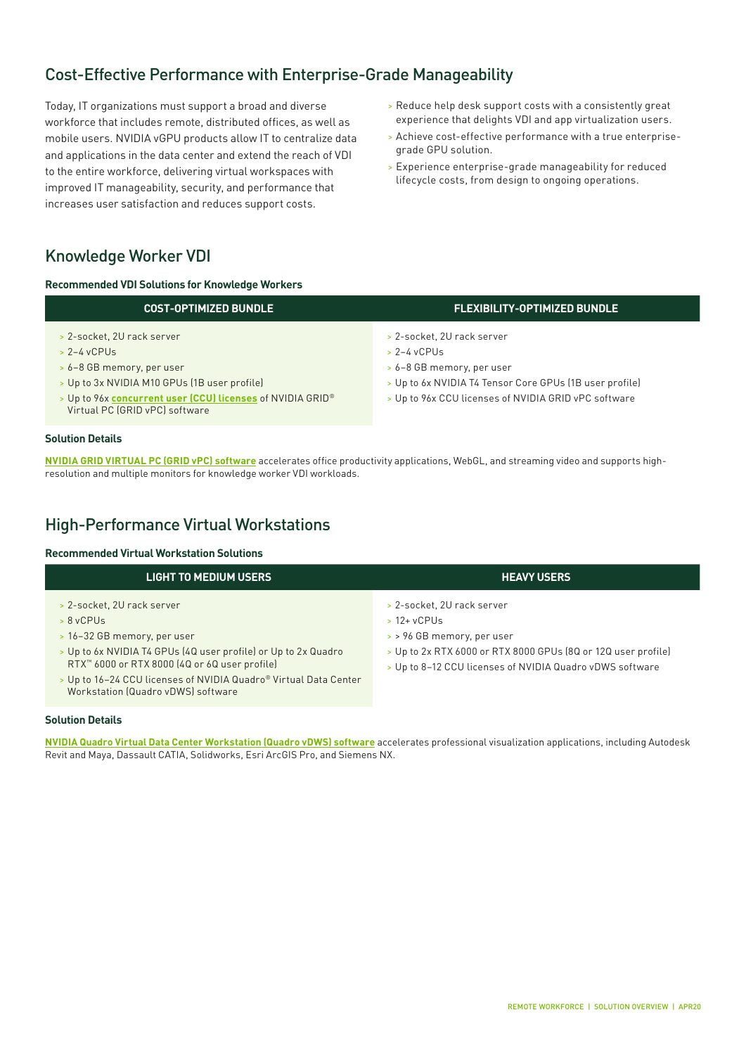## Cost-Effective Performance with Enterprise-Grade Manageability

Today, IT organizations must support a broad and diverse workforce that includes remote, distributed offices, as well as mobile users. NVIDIA vGPU products allow IT to centralize data and applications in the data center and extend the reach of VDI to the entire workforce, delivering virtual workspaces with improved IT manageability, security, and performance that increases user satisfaction and reduces support costs.

- Reduce help desk support costs with a consistently great experience that delights VDI and app virtualization users.
- Achieve cost-effective performance with a true enterprise-grade GPU solution.
- Experience enterprise-grade manageability for reduced lifecycle costs, from design to ongoing operations.

## Knowledge Worker VDI

**Recommended VDI Solutions for Knowledge Workers**

| COST-OPTIMIZED BUNDLE | FLEXIBILITY-OPTIMIZED BUNDLE |
|---|---|
| > 2-socket, 2U rack server<br>> 2–4 vCPUs<br>> 6–8 GB memory, per user<br>> Up to 3x NVIDIA M10 GPUs (1B user profile)<br>> Up to 96x **concurrent user (CCU) licenses** of NVIDIA GRID® Virtual PC (GRID vPC) software | > 2-socket, 2U rack server<br>> 2–4 vCPUs<br>> 6–8 GB memory, per user<br>> Up to 6x NVIDIA T4 Tensor Core GPUs (1B user profile)<br>> Up to 96x CCU licenses of NVIDIA GRID vPC software |

**Solution Details**

**NVIDIA GRID VIRTUAL PC (GRID vPC) software** accelerates office productivity applications, WebGL, and streaming video and supports high-resolution and multiple monitors for knowledge worker VDI workloads.

## High-Performance Virtual Workstations

**Recommended Virtual Workstation Solutions**

| LIGHT TO MEDIUM USERS | HEAVY USERS |
|---|---|
| > 2-socket, 2U rack server<br>> 8 vCPUs<br>> 16–32 GB memory, per user<br>> Up to 6x NVIDIA T4 GPUs (4Q user profile) or Up to 2x Quadro RTX™ 6000 or RTX 8000 (4Q or 6Q user profile)<br>> Up to 16–24 CCU licenses of NVIDIA Quadro® Virtual Data Center Workstation (Quadro vDWS) software | > 2-socket, 2U rack server<br>> 12+ vCPUs<br>> > 96 GB memory, per user<br>> Up to 2x RTX 6000 or RTX 8000 GPUs (8Q or 12Q user profile)<br>> Up to 8–12 CCU licenses of NVIDIA Quadro vDWS software |

**Solution Details**

**NVIDIA Quadro Virtual Data Center Workstation (Quadro vDWS) software** accelerates professional visualization applications, including Autodesk Revit and Maya, Dassault CATIA, Solidworks, Esri ArcGIS Pro, and Siemens NX.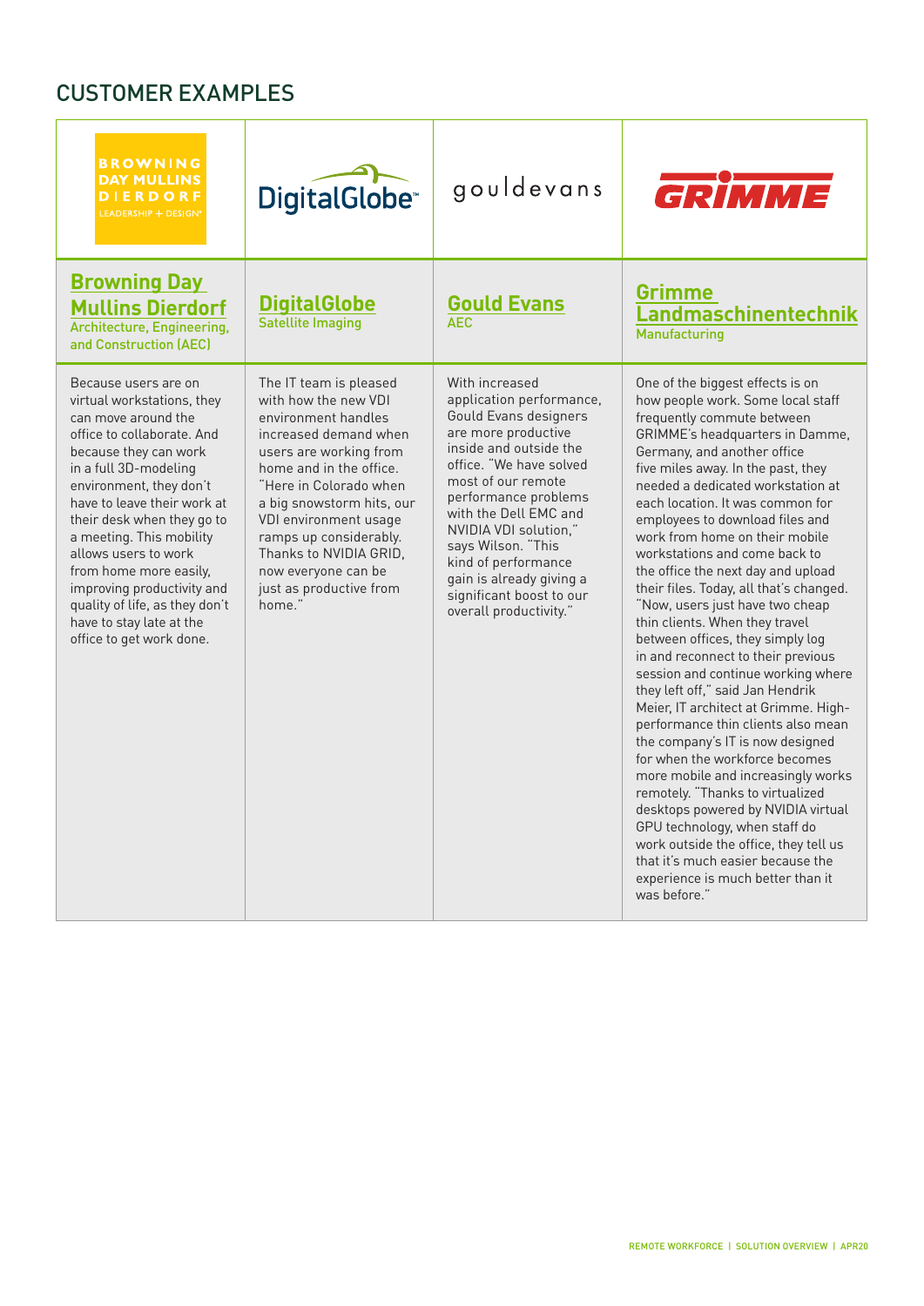## CUSTOMER EXAMPLES

| BROWNING DAY MULLINS DIERDORF LEADERSHIP + DESIGN | DigitalGlobe | gouldevans | GRIMME |
|---|---|---|---|
| **Browning Day Mullins Dierdorf** Architecture, Engineering, and Construction (AEC) | **DigitalGlobe** Satellite Imaging | **Gould Evans** AEC | **Grimme Landmaschinentechnik** Manufacturing |
| Because users are on virtual workstations, they can move around the office to collaborate. And because they can work in a full 3D-modeling environment, they don't have to leave their work at their desk when they go to a meeting. This mobility allows users to work from home more easily, improving productivity and quality of life, as they don't have to stay late at the office to get work done. | The IT team is pleased with how the new VDI environment handles increased demand when users are working from home and in the office. "Here in Colorado when a big snowstorm hits, our VDI environment usage ramps up considerably. Thanks to NVIDIA GRID, now everyone can be just as productive from home." | With increased application performance, Gould Evans designers are more productive inside and outside the office. "We have solved most of our remote performance problems with the Dell EMC and NVIDIA VDI solution," says Wilson. "This kind of performance gain is already giving a significant boost to our overall productivity." | One of the biggest effects is on how people work. Some local staff frequently commute between GRIMME's headquarters in Damme, Germany, and another office five miles away. In the past, they needed a dedicated workstation at each location. It was common for employees to download files and work from home on their mobile workstations and come back to the office the next day and upload their files. Today, all that's changed. "Now, users just have two cheap thin clients. When they travel between offices, they simply log in and reconnect to their previous session and continue working where they left off," said Jan Hendrik Meier, IT architect at Grimme. High-performance thin clients also mean the company's IT is now designed for when the workforce becomes more mobile and increasingly works remotely. "Thanks to virtualized desktops powered by NVIDIA virtual GPU technology, when staff do work outside the office, they tell us that it's much easier because the experience is much better than it was before." |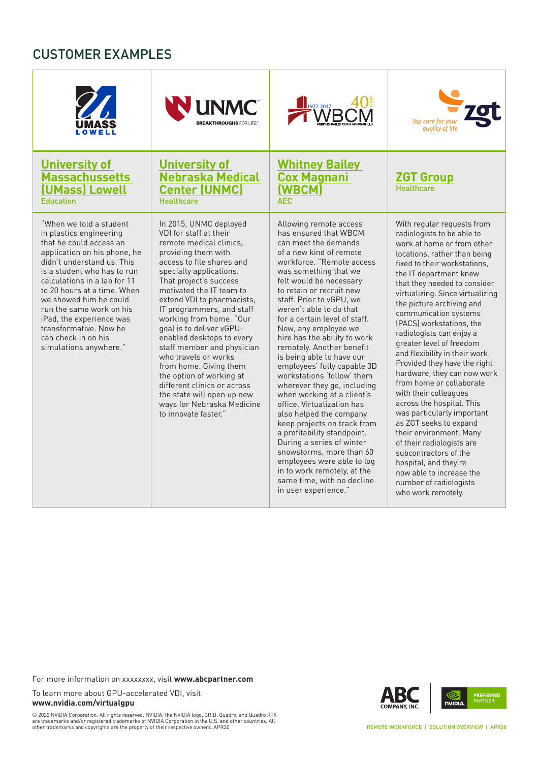## CUSTOMER EXAMPLES

| | | | |
|---|---|---|---|
| **University of Massachussetts (UMass) Lowell**<br>Education | **University of Nebraska Medical Center (UNMC)**<br>Healthcare | **Whitney Bailey Cox Magnani (WBCM)**<br>AEC | **ZGT Group**<br>Healthcare |
| "When we told a student in plastics engineering that he could access an application on his phone, he didn't understand us. This is a student who has to run calculations in a lab for 11 to 20 hours at a time. When we showed him he could run the same work on his iPad, the experience was transformative. Now he can check in on his simulations anywhere." | In 2015, UNMC deployed VDI for staff at their remote medical clinics, providing them with access to file shares and specialty applications. That project's success motivated the IT team to extend VDI to pharmacists, IT programmers, and staff working from home. "Our goal is to deliver vGPU-enabled desktops to every staff member and physician who travels or works from home. Giving them the option of working at different clinics or across the state will open up new ways for Nebraska Medicine to innovate faster." | Allowing remote access has ensured that WBCM can meet the demands of a new kind of remote workforce. "Remote access was something that we felt would be necessary to retain or recruit new staff. Prior to vGPU, we weren't able to do that for a certain level of staff. Now, any employee we hire has the ability to work remotely. Another benefit is being able to have our employees' fully capable 3D workstations 'follow' them wherever they go, including when working at a client's office. Virtualization has also helped the company keep projects on track from a profitability standpoint. During a series of winter snowstorms, more than 60 employees were able to log in to work remotely, at the same time, with no decline in user experience." | With regular requests from radiologists to be able to work at home or from other locations, rather than being fixed to their workstations, the IT department knew that they needed to consider virtualizing. Since virtualizing the picture archiving and communication systems (PACS) workstations, the radiologists can enjoy a greater level of freedom and flexibility in their work. Provided they have the right hardware, they can now work from home or collaborate with their colleagues across the hospital. This was particularly important as ZGT seeks to expand their environment. Many of their radiologists are subcontractors of the hospital, and they're now able to increase the number of radiologists who work remotely. |

For more information on xxxxxxxx, visit **www.abcpartner.com**

To learn more about GPU-accelerated VDI, visit **www.nvidia.com/virtualgpu**

© 2020 NVIDIA Corporation. All rights reserved. NVIDIA, the NVIDIA logo, GRID, Quadro, and Quadro RTX are trademarks and/or registered trademarks of NVIDIA Corporation in the U.S. and other countries. All other trademarks and copyrights are the property of their respective owners. APR20